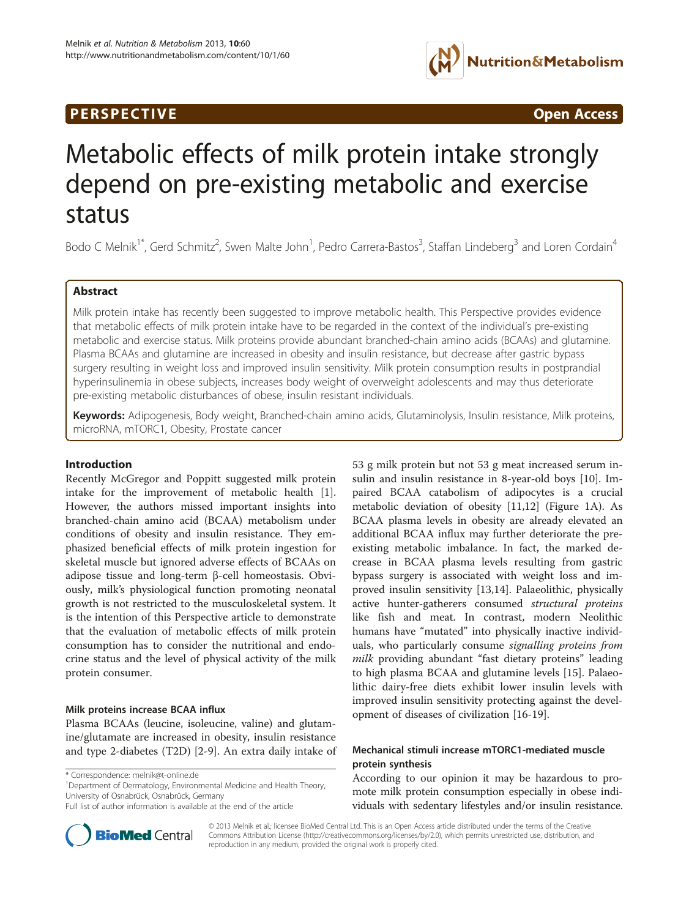**PERSPECTIVE** **Open Access**

# Metabolic effects of milk protein intake strongly depend on pre-existing metabolic and exercise status

Bodo C Melnik[1*], Gerd Schmitz[2], Swen Malte John[1], Pedro Carrera-Bastos[3], Staffan Lindeberg[3] and Loren Cordain[4]

## Abstract

Milk protein intake has recently been suggested to improve metabolic health. This Perspective provides evidence that metabolic effects of milk protein intake have to be regarded in the context of the individual's pre-existing metabolic and exercise status. Milk proteins provide abundant branched-chain amino acids (BCAAs) and glutamine. Plasma BCAAs and glutamine are increased in obesity and insulin resistance, but decrease after gastric bypass surgery resulting in weight loss and improved insulin sensitivity. Milk protein consumption results in postprandial hyperinsulinemia in obese subjects, increases body weight of overweight adolescents and may thus deteriorate pre-existing metabolic disturbances of obese, insulin resistant individuals.

**Keywords:** Adipogenesis, Body weight, Branched-chain amino acids, Glutaminolysis, Insulin resistance, Milk proteins, microRNA, mTORC1, Obesity, Prostate cancer

## Introduction

Recently McGregor and Poppitt suggested milk protein intake for the improvement of metabolic health [1]. However, the authors missed important insights into branched-chain amino acid (BCAA) metabolism under conditions of obesity and insulin resistance. They emphasized beneficial effects of milk protein ingestion for skeletal muscle but ignored adverse effects of BCAAs on adipose tissue and long-term β-cell homeostasis. Obviously, milk's physiological function promoting neonatal growth is not restricted to the musculoskeletal system. It is the intention of this Perspective article to demonstrate that the evaluation of metabolic effects of milk protein consumption has to consider the nutritional and endocrine status and the level of physical activity of the milk protein consumer.

### Milk proteins increase BCAA influx

Plasma BCAAs (leucine, isoleucine, valine) and glutamine/glutamate are increased in obesity, insulin resistance and type 2-diabetes (T2D) [2-9]. An extra daily intake of 53 g milk protein but not 53 g meat increased serum insulin and insulin resistance in 8-year-old boys [10]. Impaired BCAA catabolism of adipocytes is a crucial metabolic deviation of obesity [11,12] (Figure 1A). As BCAA plasma levels in obesity are already elevated an additional BCAA influx may further deteriorate the pre-existing metabolic imbalance. In fact, the marked decrease in BCAA plasma levels resulting from gastric bypass surgery is associated with weight loss and improved insulin sensitivity [13,14]. Palaeolithic, physically active hunter-gatherers consumed *structural proteins* like fish and meat. In contrast, modern Neolithic humans have "mutated" into physically inactive individuals, who particularly consume *signalling proteins from milk* providing abundant "fast dietary proteins" leading to high plasma BCAA and glutamine levels [15]. Palaeolithic dairy-free diets exhibit lower insulin levels with improved insulin sensitivity protecting against the development of diseases of civilization [16-19].

### Mechanical stimuli increase mTORC1-mediated muscle protein synthesis

According to our opinion it may be hazardous to promote milk protein consumption especially in obese individuals with sedentary lifestyles and/or insulin resistance.

\* Correspondence: melnik@t-online.de
[1]Department of Dermatology, Environmental Medicine and Health Theory, University of Osnabrück, Osnabrück, Germany
Full list of author information is available at the end of the article

© 2013 Melnik et al.; licensee BioMed Central Ltd. This is an Open Access article distributed under the terms of the Creative Commons Attribution License (http://creativecommons.org/licenses/by/2.0), which permits unrestricted use, distribution, and reproduction in any medium, provided the original work is properly cited.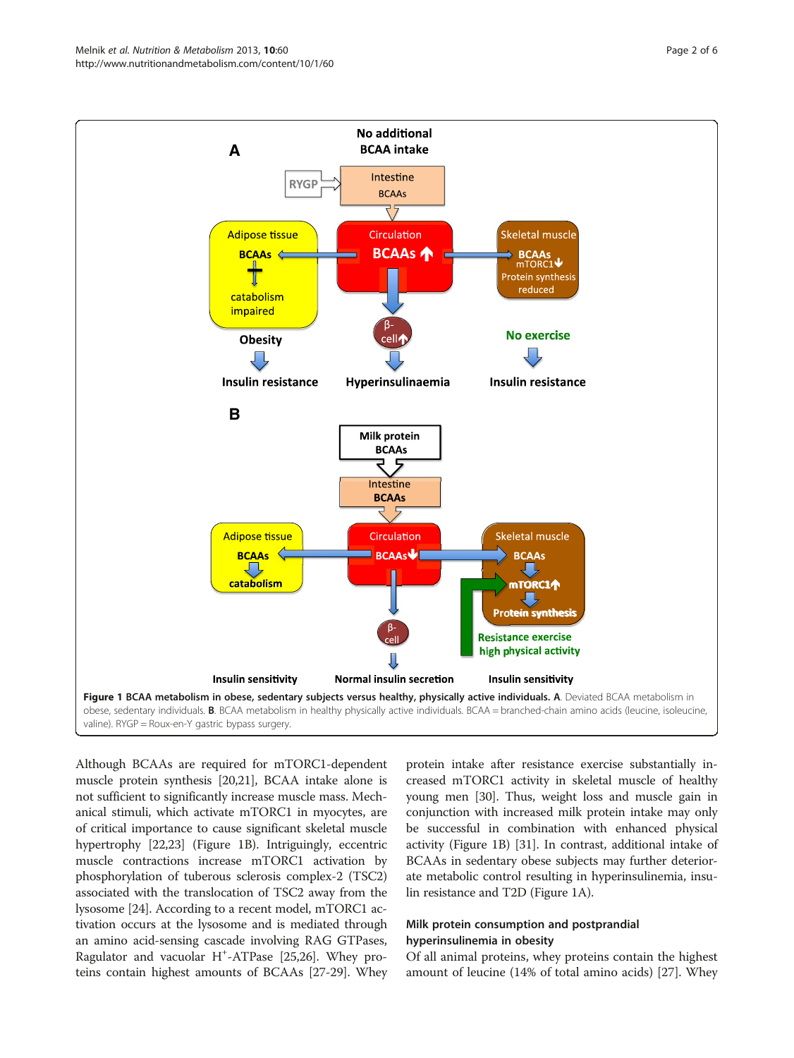**Figure 1 BCAA metabolism in obese, sedentary subjects versus healthy, physically active individuals. A**. Deviated BCAA metabolism in obese, sedentary individuals. **B**. BCAA metabolism in healthy physically active individuals. BCAA = branched-chain amino acids (leucine, isoleucine, valine). RYGP = Roux-en-Y gastric bypass surgery.

Although BCAAs are required for mTORC1-dependent muscle protein synthesis [20,21], BCAA intake alone is not sufficient to significantly increase muscle mass. Mechanical stimuli, which activate mTORC1 in myocytes, are of critical importance to cause significant skeletal muscle hypertrophy [22,23] (Figure 1B). Intriguingly, eccentric muscle contractions increase mTORC1 activation by phosphorylation of tuberous sclerosis complex-2 (TSC2) associated with the translocation of TSC2 away from the lysosome [24]. According to a recent model, mTORC1 activation occurs at the lysosome and is mediated through an amino acid-sensing cascade involving RAG GTPases, Ragulator and vacuolar $H^+$-ATPase [25,26]. Whey proteins contain highest amounts of BCAAs [27-29]. Whey protein intake after resistance exercise substantially increased mTORC1 activity in skeletal muscle of healthy young men [30]. Thus, weight loss and muscle gain in conjunction with increased milk protein intake may only be successful in combination with enhanced physical activity (Figure 1B) [31]. In contrast, additional intake of BCAAs in sedentary obese subjects may further deteriorate metabolic control resulting in hyperinsulinemia, insulin resistance and T2D (Figure 1A).

## Milk protein consumption and postprandial hyperinsulinemia in obesity

Of all animal proteins, whey proteins contain the highest amount of leucine (14% of total amino acids) [27]. Whey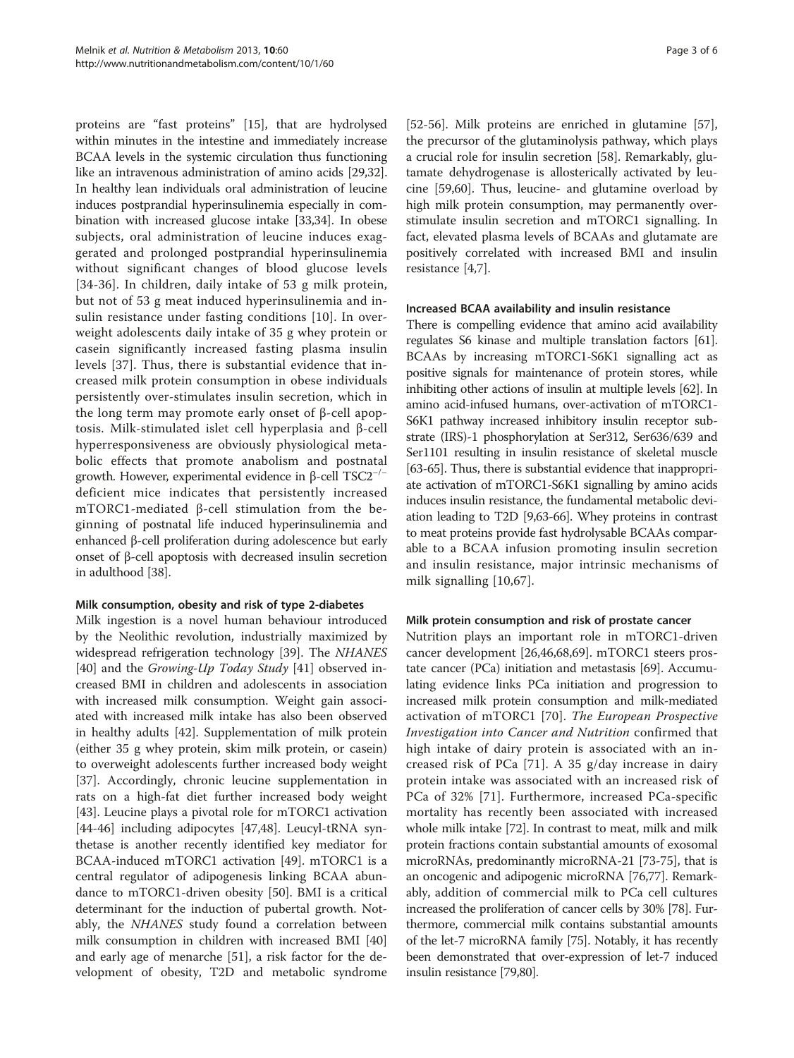proteins are "fast proteins" [15], that are hydrolysed within minutes in the intestine and immediately increase BCAA levels in the systemic circulation thus functioning like an intravenous administration of amino acids [29,32]. In healthy lean individuals oral administration of leucine induces postprandial hyperinsulinemia especially in combination with increased glucose intake [33,34]. In obese subjects, oral administration of leucine induces exaggerated and prolonged postprandial hyperinsulinemia without significant changes of blood glucose levels [34-36]. In children, daily intake of 53 g milk protein, but not of 53 g meat induced hyperinsulinemia and insulin resistance under fasting conditions [10]. In overweight adolescents daily intake of 35 g whey protein or casein significantly increased fasting plasma insulin levels [37]. Thus, there is substantial evidence that increased milk protein consumption in obese individuals persistently over-stimulates insulin secretion, which in the long term may promote early onset of β-cell apoptosis. Milk-stimulated islet cell hyperplasia and β-cell hyperresponsiveness are obviously physiological metabolic effects that promote anabolism and postnatal growth. However, experimental evidence in β-cell $TSC2^{-/-}$ deficient mice indicates that persistently increased mTORC1-mediated β-cell stimulation from the beginning of postnatal life induced hyperinsulinemia and enhanced β-cell proliferation during adolescence but early onset of β-cell apoptosis with decreased insulin secretion in adulthood [38].

#### Milk consumption, obesity and risk of type 2-diabetes

Milk ingestion is a novel human behaviour introduced by the Neolithic revolution, industrially maximized by widespread refrigeration technology [39]. The *NHANES* [40] and the *Growing-Up Today Study* [41] observed increased BMI in children and adolescents in association with increased milk consumption. Weight gain associated with increased milk intake has also been observed in healthy adults [42]. Supplementation of milk protein (either 35 g whey protein, skim milk protein, or casein) to overweight adolescents further increased body weight [37]. Accordingly, chronic leucine supplementation in rats on a high-fat diet further increased body weight [43]. Leucine plays a pivotal role for mTORC1 activation [44-46] including adipocytes [47,48]. Leucyl-tRNA synthetase is another recently identified key mediator for BCAA-induced mTORC1 activation [49]. mTORC1 is a central regulator of adipogenesis linking BCAA abundance to mTORC1-driven obesity [50]. BMI is a critical determinant for the induction of pubertal growth. Notably, the *NHANES* study found a correlation between milk consumption in children with increased BMI [40] and early age of menarche [51], a risk factor for the development of obesity, T2D and metabolic syndrome [52-56]. Milk proteins are enriched in glutamine [57], the precursor of the glutaminolysis pathway, which plays a crucial role for insulin secretion [58]. Remarkably, glutamate dehydrogenase is allosterically activated by leucine [59,60]. Thus, leucine- and glutamine overload by high milk protein consumption, may permanently over-stimulate insulin secretion and mTORC1 signalling. In fact, elevated plasma levels of BCAAs and glutamate are positively correlated with increased BMI and insulin resistance [4,7].

#### Increased BCAA availability and insulin resistance

There is compelling evidence that amino acid availability regulates S6 kinase and multiple translation factors [61]. BCAAs by increasing mTORC1-S6K1 signalling act as positive signals for maintenance of protein stores, while inhibiting other actions of insulin at multiple levels [62]. In amino acid-infused humans, over-activation of mTORC1-S6K1 pathway increased inhibitory insulin receptor substrate (IRS)-1 phosphorylation at Ser312, Ser636/639 and Ser1101 resulting in insulin resistance of skeletal muscle [63-65]. Thus, there is substantial evidence that inappropriate activation of mTORC1-S6K1 signalling by amino acids induces insulin resistance, the fundamental metabolic deviation leading to T2D [9,63-66]. Whey proteins in contrast to meat proteins provide fast hydrolysable BCAAs comparable to a BCAA infusion promoting insulin secretion and insulin resistance, major intrinsic mechanisms of milk signalling [10,67].

#### Milk protein consumption and risk of prostate cancer

Nutrition plays an important role in mTORC1-driven cancer development [26,46,68,69]. mTORC1 steers prostate cancer (PCa) initiation and metastasis [69]. Accumulating evidence links PCa initiation and progression to increased milk protein consumption and milk-mediated activation of mTORC1 [70]. *The European Prospective Investigation into Cancer and Nutrition* confirmed that high intake of dairy protein is associated with an increased risk of PCa [71]. A 35 g/day increase in dairy protein intake was associated with an increased risk of PCa of 32% [71]. Furthermore, increased PCa-specific mortality has recently been associated with increased whole milk intake [72]. In contrast to meat, milk and milk protein fractions contain substantial amounts of exosomal microRNAs, predominantly microRNA-21 [73-75], that is an oncogenic and adipogenic microRNA [76,77]. Remarkably, addition of commercial milk to PCa cell cultures increased the proliferation of cancer cells by 30% [78]. Furthermore, commercial milk contains substantial amounts of the let-7 microRNA family [75]. Notably, it has recently been demonstrated that over-expression of let-7 induced insulin resistance [79,80].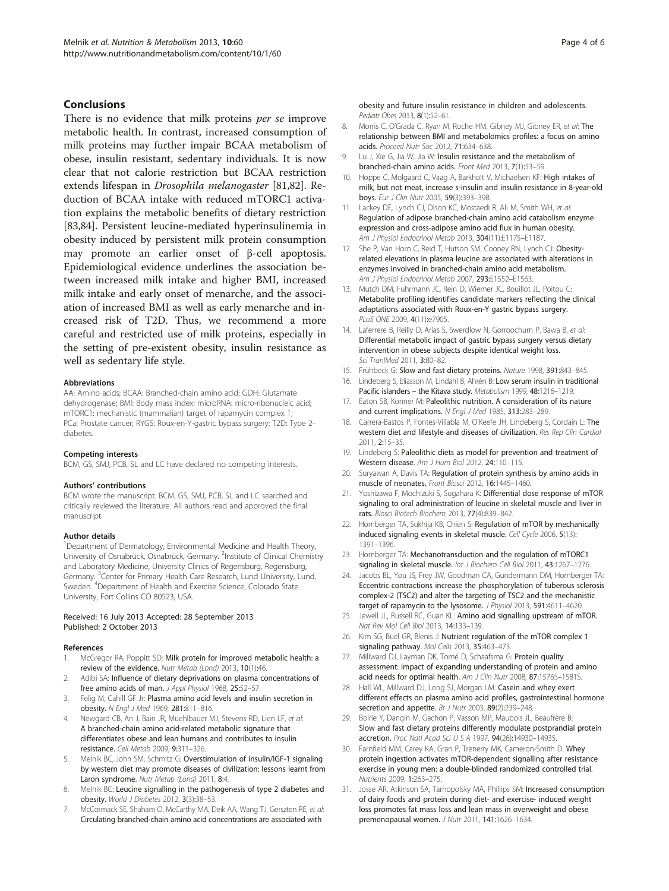## Conclusions

There is no evidence that milk proteins *per se* improve metabolic health. In contrast, increased consumption of milk proteins may further impair BCAA metabolism of obese, insulin resistant, sedentary individuals. It is now clear that not calorie restriction but BCAA restriction extends lifespan in *Drosophila melanogaster* [81,82]. Reduction of BCAA intake with reduced mTORC1 activation explains the metabolic benefits of dietary restriction [83,84]. Persistent leucine-mediated hyperinsulinemia in obesity induced by persistent milk protein consumption may promote an earlier onset of β-cell apoptosis. Epidemiological evidence underlines the association between increased milk intake and higher BMI, increased milk intake and early onset of menarche, and the association of increased BMI as well as early menarche and increased risk of T2D. Thus, we recommend a more careful and restricted use of milk proteins, especially in the setting of pre-existent obesity, insulin resistance as well as sedentary life style.

#### Abbreviations

AA: Amino acids; BCAA: Branched-chain amino acid; GDH: Glutamate dehydrogenase; BMI: Body mass index; microRNA: micro-ribonucleic acid; mTORC1: mechanistic (mammalian) target of rapamycin complex 1; PCa: Prostate cancer; RYGS: Roux-en-Y-gastric bypass surgery; T2D: Type 2-diabetes.

#### Competing interests

BCM, GS, SMJ, PCB, SL and LC have declared no competing interests.

#### Authors' contributions

BCM wrote the manuscript. BCM, GS, SMJ, PCB, SL and LC searched and critically reviewed the literature. All authors read and approved the final manuscript.

#### Author details

[1]Department of Dermatology, Environmental Medicine and Health Theory, University of Osnabrück, Osnabrück, Germany. [2]Institute of Clinical Chemistry and Laboratory Medicine, University Clinics of Regensburg, Regensburg, Germany. [3]Center for Primary Health Care Research, Lund University, Lund, Sweden. [4]Department of Health and Exercise Science, Colorado State University, Fort Collins CO 80523, USA.

Received: 16 July 2013 Accepted: 28 September 2013
Published: 2 October 2013

#### References

1. McGregor RA, Poppitt SD: **Milk protein for improved metabolic health: a review of the evidence.** *Nutr Metab (Lond)* 2013, **10**(1):46.
2. Adibi SA: **Influence of dietary deprivations on plasma concentrations of free amino acids of man.** *J Appl Physiol* 1968, **25:**52–57.
3. Felig M, Cahill GF Jr: **Plasma amino acid levels and insulin secretion in obesity.** *N Engl J Med* 1969, **281:**811–816.
4. Newgard CB, An J, Bain JR, Muehlbauer MJ, Stevens RD, Lien LF, *et al*: **A branched-chain amino acid-related metabolic signature that differentiates obese and lean humans and contributes to insulin resistance.** *Cell Metab* 2009, **9:**311–326.
5. Melnik BC, John SM, Schmitz G: **Overstimulation of insulin/IGF-1 signaling by western diet may promote diseases of civilization: lessons learnt from Laron syndrome.** *Nutr Metab (Lond)* 2011, **8:**4.
6. Melnik BC: **Leucine signalling in the pathogenesis of type 2 diabetes and obesity.** *World J Diabetes* 2012, **3**(3):38–53.
7. McCormack SE, Shaham O, McCarthy MA, Deik AA, Wang TJ, Gerszten RE, *et al*: **Circulating branched-chain amino acid concentrations are associated with obesity and future insulin resistance in children and adolescents.** *Pediatr Obes* 2013, **8**(1):52–61.
8. Morris C, O'Grada C, Ryan M, Roche HM, Gibney MJ, Gibney ER, *et al*: **The relationship between BMI and metabolomics profiles: a focus on amino acids.** *Proceed Nutr Soc* 2012, **71:**634–638.
9. Lu J, Xie G, Jia W, Jia W: **Insulin resistance and the metabolism of branched-chain amino acids.** *Front Med* 2013, **7**(1):53–59.
10. Hoppe C, Molgaard C, Vaag A, Barkholt V, Michaelsen KF: **High intakes of milk, but not meat, increase s-insulin and insulin resistance in 8-year-old boys.** *Eur J Clin Nutr* 2005, **59**(3):393–398.
11. Lackey DE, Lynch CJ, Olson KC, Mostaedi R, Ali M, Smith WH, *et al*: **Regulation of adipose branched-chain amino acid catabolism enzyme expression and cross-adipose amino acid flux in human obesity.** *Am J Physiol Endocrinol Metab* 2013, **304**(11):E1175–E1187.
12. She P, Van Horn C, Reid T, Hutson SM, Cooney RN, Lynch CJ: **Obesity-related elevations in plasma leucine are associated with alterations in enzymes involved in branched-chain amino acid metabolism.** *Am J Physiol Endocrinol Metab* 2007, **293:**E1552–E1563.
13. Mutch DM, Fuhrmann JC, Rein D, Wiemer JC, Bouillot JL, Poitou C: **Metabolite profiling identifies candidate markers reflecting the clinical adaptations associated with Roux-en-Y gastric bypass surgery.** *PLoS ONE* 2009, **4**(11):e7905.
14. Laferrere B, Reilly D, Arias S, Swerdlow N, Gorroochurn P, Bawa B, *et al*: **Differential metabolic impact of gastric bypass surgery versus dietary intervention in obese subjects despite identical weight loss.** *Sci TranlMed* 2011, **3:**80–82.
15. Frühbeck G: **Slow and fast dietary proteins.** *Nature* 1998, **391:**843–845.
16. Lindeberg S, Eliasson M, Lindahl B, Ahrén B: **Low serum insulin in traditional Pacific islanders – the Kitava study.** *Metabolism* 1999, **48:**1216–1219.
17. Eaton SB, Konner M: **Paleolithic nutrition. A consideration of its nature and current implications.** *N Engl J Med* 1985, **313:**283–289.
18. Carrera-Bastos P, Fontes-Villabla M, O'Keefe JH, Lindeberg S, Cordain L: **The western diet and lifestyle and diseases of civilization.** *Res Rep Clin Cardiol* 2011, **2:**15–35.
19. Lindeberg S: **Paleolithic diets as model for prevention and treatment of Western disease.** *Am J Hum Biol* 2012, **24:**110–115.
20. Suryawan A, Davis TA: **Regulation of protein synthesis by amino acids in muscle of neonates.** *Front Biosci* 2012, **16:**1445–1460.
21. Yoshizawa F, Mochizuki S, Sugahara K: **Differential dose response of mTOR signaling to oral administration of leucine in skeletal muscle and liver in rats.** *Biosci Biotech Biochem* 2013, **77**(4):839–842.
22. Hornberger TA, Sukhija KB, Chien S: **Regulation of mTOR by mechanically induced signaling events in skeletal muscle.** *Cell Cycle* 2006, **5**(13): 1391–1396.
23. Hornberger TA: **Mechanotransduction and the regulation of mTORC1 signaling in skeletal muscle.** *Int J Biochem Cell Biol* 2011, **43:**1267–1276.
24. Jacobs BL, You JS, Frey JW, Goodman CA, Gundermann DM, Hornberger TA: **Eccentric contractions increase the phosphorylation of tuberous sclerosis complex-2 (TSC2) and alter the targeting of TSC2 and the mechanistic target of rapamycin to the lysosome.** *J Physiol* 2013, **591:**4611–4620.
25. Jewell JL, Russell RC, Guan KL: **Amino acid signalling upstream of mTOR.** *Nat Rev Mol Cell Biol* 2013, **14:**133–139.
26. Kim SG, Buel GR, Blenis J: **Nutrient regulation of the mTOR complex 1 signaling pathway.** *Mol Cells* 2013, **35:**463–473.
27. Millward DJ, Layman DK, Tomé D, Schaafsma G: **Protein quality assessment: impact of expanding understanding of protein and amino acid needs for optimal health.** *Am J Clin Nutr* 2008, **87:**1576S–1581S.
28. Hall WL, Millward DJ, Long SJ, Morgan LM: **Casein and whey exert different effects on plasma amino acid profiles, gastrointestinal hormone secretion and appetite.** *Br J Nutr* 2003, **89**(2):239–248.
29. Boirie Y, Dangin M, Gachon P, Vasson MP, Maubois JL, Beaufrère B: **Slow and fast dietary proteins differently modulate postprandial protein accretion.** *Proc Natl Acad Sci U S A* 1997, **94**(26):14930–14935.
30. Farnfield MM, Carey KA, Gran P, Trenerry MK, Cameron-Smith D: **Whey protein ingestion activates mTOR-dependent signalling after resistance exercise in young men: a double-blinded randomized controlled trial.** *Nutrients* 2009, **1:**263–275.
31. Josse AR, Atkinson SA, Tarnopolsky MA, Phillips SM: **Increased consumption of dairy foods and protein during diet- and exercise- induced weight loss promotes fat mass loss and lean mass in overweight and obese premenopausal women.** *J Nutr* 2011, **141:**1626–1634.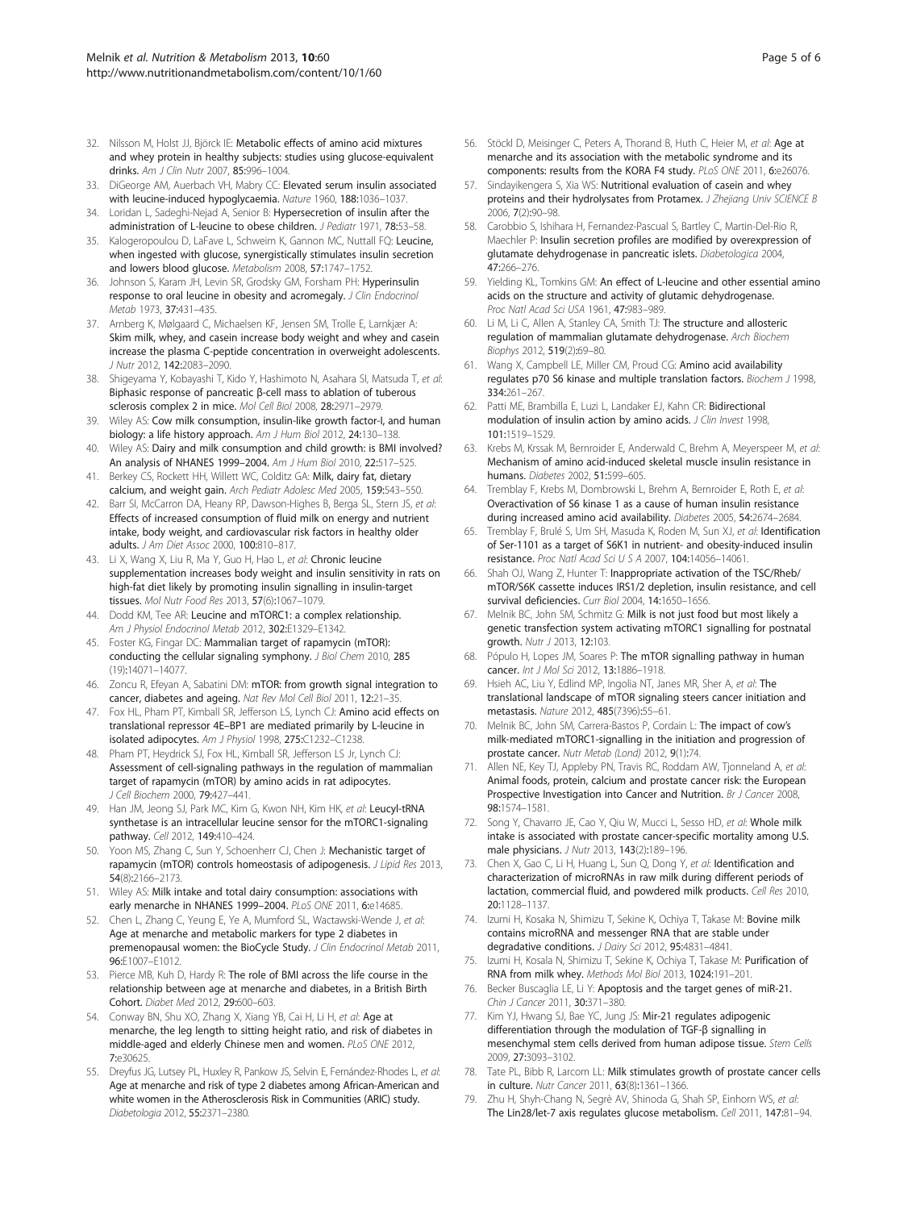32. Nilsson M, Holst JJ, Björck IE: **Metabolic effects of amino acid mixtures and whey protein in healthy subjects: studies using glucose-equivalent drinks.** *Am J Clin Nutr* 2007, **85:**996–1004.
33. DiGeorge AM, Auerbach VH, Mabry CC: **Elevated serum insulin associated with leucine-induced hypoglycaemia.** *Nature* 1960, **188:**1036–1037.
34. Loridan L, Sadeghi-Nejad A, Senior B: **Hypersecretion of insulin after the administration of L-leucine to obese children.** *J Pediatr* 1971, **78:**53–58.
35. Kalogeropoulou D, LaFave L, Schweim K, Gannon MC, Nuttall FQ: **Leucine, when ingested with glucose, synergistically stimulates insulin secretion and lowers blood glucose.** *Metabolism* 2008, **57:**1747–1752.
36. Johnson S, Karam JH, Levin SR, Grodsky GM, Forsham PH: **Hyperinsulin response to oral leucine in obesity and acromegaly.** *J Clin Endocrinol Metab* 1973, **37:**431–435.
37. Arnberg K, Mølgaard C, Michaelsen KF, Jensen SM, Trolle E, Larnkjær A: **Skim milk, whey, and casein increase body weight and whey and casein increase the plasma C-peptide concentration in overweight adolescents.** *J Nutr* 2012, **142:**2083–2090.
38. Shigeyama Y, Kobayashi T, Kido Y, Hashimoto N, Asahara SI, Matsuda T, *et al*: **Biphasic response of pancreatic β-cell mass to ablation of tuberous sclerosis complex 2 in mice.** *Mol Cell Biol* 2008, **28:**2971–2979.
39. Wiley AS: **Cow milk consumption, insulin-like growth factor-I, and human biology: a life history approach.** *Am J Hum Biol* 2012, **24:**130–138.
40. Wiley AS: **Dairy and milk consumption and child growth: is BMI involved? An analysis of NHANES 1999–2004.** *Am J Hum Biol* 2010, **22:**517–525.
41. Berkey CS, Rockett HH, Willett WC, Colditz GA: **Milk, dairy fat, dietary calcium, and weight gain.** *Arch Pediatr Adolesc Med* 2005, **159:**543–550.
42. Barr SI, McCarron DA, Heany RP, Dawson-Highes B, Berga SL, Stern JS, *et al*: **Effects of increased consumption of fluid milk on energy and nutrient intake, body weight, and cardiovascular risk factors in healthy older adults.** *J Am Diet Assoc* 2000, **100:**810–817.
43. Li X, Wang X, Liu R, Ma Y, Guo H, Hao L, *et al*: **Chronic leucine supplementation increases body weight and insulin sensitivity in rats on high-fat diet likely by promoting insulin signalling in insulin-target tissues.** *Mol Nutr Food Res* 2013, **57**(6)**:**1067–1079.
44. Dodd KM, Tee AR: **Leucine and mTORC1: a complex relationship.** *Am J Physiol Endocrinol Metab* 2012, **302:**E1329–E1342.
45. Foster KG, Fingar DC: **Mammalian target of rapamycin (mTOR): conducting the cellular signaling symphony.** *J Biol Chem* 2010, **285** (19)**:**14071–14077.
46. Zoncu R, Efeyan A, Sabatini DM: **mTOR: from growth signal integration to cancer, diabetes and ageing.** *Nat Rev Mol Cell Biol* 2011, **12:**21–35.
47. Fox HL, Pham PT, Kimball SR, Jefferson LS, Lynch CJ: **Amino acid effects on translational repressor 4E–BP1 are mediated primarily by L-leucine in isolated adipocytes.** *Am J Physiol* 1998, **275:**C1232–C1238.
48. Pham PT, Heydrick SJ, Fox HL, Kimball SR, Jefferson LS Jr, Lynch CJ: **Assessment of cell-signaling pathways in the regulation of mammalian target of rapamycin (mTOR) by amino acids in rat adipocytes.** *J Cell Biochem* 2000, **79:**427–441.
49. Han JM, Jeong SJ, Park MC, Kim G, Kwon NH, Kim HK, *et al*: **Leucyl-tRNA synthetase is an intracellular leucine sensor for the mTORC1-signaling pathway.** *Cell* 2012, **149:**410–424.
50. Yoon MS, Zhang C, Sun Y, Schoenherr CJ, Chen J: **Mechanistic target of rapamycin (mTOR) controls homeostasis of adipogenesis.** *J Lipid Res* 2013, **54**(8)**:**2166–2173.
51. Wiley AS: **Milk intake and total dairy consumption: associations with early menarche in NHANES 1999–2004.** *PLoS ONE* 2011, **6:**e14685.
52. Chen L, Zhang C, Yeung E, Ye A, Mumford SL, Wactawski-Wende J, *et al*: **Age at menarche and metabolic markers for type 2 diabetes in premenopausal women: the BioCycle Study.** *J Clin Endocrinol Metab* 2011, **96:**E1007–E1012.
53. Pierce MB, Kuh D, Hardy R: **The role of BMI across the life course in the relationship between age at menarche and diabetes, in a British Birth Cohort.** *Diabet Med* 2012, **29:**600–603.
54. Conway BN, Shu XO, Zhang X, Xiang YB, Cai H, Li H, *et al*: **Age at menarche, the leg length to sitting height ratio, and risk of diabetes in middle-aged and elderly Chinese men and women.** *PLoS ONE* 2012, **7:**e30625.
55. Dreyfus JG, Lutsey PL, Huxley R, Pankow JS, Selvin E, Fernández-Rhodes L, *et al*: **Age at menarche and risk of type 2 diabetes among African-American and white women in the Atherosclerosis Risk in Communities (ARIC) study.** *Diabetologia* 2012, **55:**2371–2380.
56. Stöckl D, Meisinger C, Peters A, Thorand B, Huth C, Heier M, *et al*: **Age at menarche and its association with the metabolic syndrome and its components: results from the KORA F4 study.** *PLoS ONE* 2011, **6:**e26076.
57. Sindayikengera S, Xia WS: **Nutritional evaluation of casein and whey proteins and their hydrolysates from Protamex.** *J Zhejiang Univ SCIENCE B* 2006, **7**(2)**:**90–98.
58. Carobbio S, Ishihara H, Fernandez-Pascual S, Bartley C, Martin-Del-Rio R, Maechler P: **Insulin secretion profiles are modified by overexpression of glutamate dehydrogenase in pancreatic islets.** *Diabetologica* 2004, **47:**266–276.
59. Yielding KL, Tomkins GM: **An effect of L-leucine and other essential amino acids on the structure and activity of glutamic dehydrogenase.** *Proc Natl Acad Sci USA* 1961, **47:**983–989.
60. Li M, Li C, Allen A, Stanley CA, Smith TJ: **The structure and allosteric regulation of mammalian glutamate dehydrogenase.** *Arch Biochem Biophys* 2012, **519**(2)**:**69–80.
61. Wang X, Campbell LE, Miller CM, Proud CG: **Amino acid availability regulates p70 S6 kinase and multiple translation factors.** *Biochem J* 1998, **334:**261–267.
62. Patti ME, Brambilla E, Luzi L, Landaker EJ, Kahn CR: **Bidirectional modulation of insulin action by amino acids.** *J Clin Invest* 1998, **101:**1519–1529.
63. Krebs M, Krssak M, Bernroider E, Anderwald C, Brehm A, Meyerspeer M, *et al*: **Mechanism of amino acid-induced skeletal muscle insulin resistance in humans.** *Diabetes* 2002, **51:**599–605.
64. Tremblay F, Krebs M, Dombrowski L, Brehm A, Bernroider E, Roth E, *et al*: **Overactivation of S6 kinase 1 as a cause of human insulin resistance during increased amino acid availability.** *Diabetes* 2005, **54:**2674–2684.
65. Tremblay F, Brulé S, Um SH, Masuda K, Roden M, Sun XJ, *et al*: **Identification of Ser-1101 as a target of S6K1 in nutrient- and obesity-induced insulin resistance.** *Proc Natl Acad Sci U S A* 2007, **104:**14056–14061.
66. Shah OJ, Wang Z, Hunter T: **Inappropriate activation of the TSC/Rheb/mTOR/S6K cassette induces IRS1/2 depletion, insulin resistance, and cell survival deficiencies.** *Curr Biol* 2004, **14:**1650–1656.
67. Melnik BC, John SM, Schmitz G: **Milk is not just food but most likely a genetic transfection system activating mTORC1 signalling for postnatal growth.** *Nutr J* 2013, **12:**103.
68. Pópulo H, Lopes JM, Soares P: **The mTOR signalling pathway in human cancer.** *Int J Mol Sci* 2012, **13:**1886–1918.
69. Hsieh AC, Liu Y, Edlind MP, Ingolia NT, Janes MR, Sher A, *et al*: **The translational landscape of mTOR signaling steers cancer initiation and metastasis.** *Nature* 2012, **485**(7396)**:**55–61.
70. Melnik BC, John SM, Carrera-Bastos P, Cordain L: **The impact of cow's milk-mediated mTORC1-signalling in the initiation and progression of prostate cancer.** *Nutr Metab (Lond)* 2012, **9**(1)**:**74.
71. Allen NE, Key TJ, Appleby PN, Travis RC, Roddam AW, Tjonneland A, *et al*: **Animal foods, protein, calcium and prostate cancer risk: the European Prospective Investigation into Cancer and Nutrition.** *Br J Cancer* 2008, **98:**1574–1581.
72. Song Y, Chavarro JE, Cao Y, Qiu W, Mucci L, Sesso HD, *et al*: **Whole milk intake is associated with prostate cancer-specific mortality among U.S. male physicians.** *J Nutr* 2013, **143**(2)**:**189–196.
73. Chen X, Gao C, Li H, Huang L, Sun Q, Dong Y, *et al*: **Identification and characterization of microRNAs in raw milk during different periods of lactation, commercial fluid, and powdered milk products.** *Cell Res* 2010, **20:**1128–1137.
74. Izumi H, Kosaka N, Shimizu T, Sekine K, Ochiya T, Takase M: **Bovine milk contains microRNA and messenger RNA that are stable under degradative conditions.** *J Dairy Sci* 2012, **95:**4831–4841.
75. Izumi H, Kosala N, Shimizu T, Sekine K, Ochiya T, Takase M: **Purification of RNA from milk whey.** *Methods Mol Biol* 2013, **1024:**191–201.
76. Becker Buscaglia LE, Li Y: **Apoptosis and the target genes of miR-21.** *Chin J Cancer* 2011, **30:**371–380.
77. Kim YJ, Hwang SJ, Bae YC, Jung JS: **Mir-21 regulates adipogenic differentiation through the modulation of TGF-β signalling in mesenchymal stem cells derived from human adipose tissue.** *Stem Cells* 2009, **27:**3093–3102.
78. Tate PL, Bibb R, Larcom LL: **Milk stimulates growth of prostate cancer cells in culture.** *Nutr Cancer* 2011, **63**(8)**:**1361–1366.
79. Zhu H, Shyh-Chang N, Segrè AV, Shinoda G, Shah SP, Einhorn WS, *et al*: **The Lin28/let-7 axis regulates glucose metabolism.** *Cell* 2011, **147:**81–94.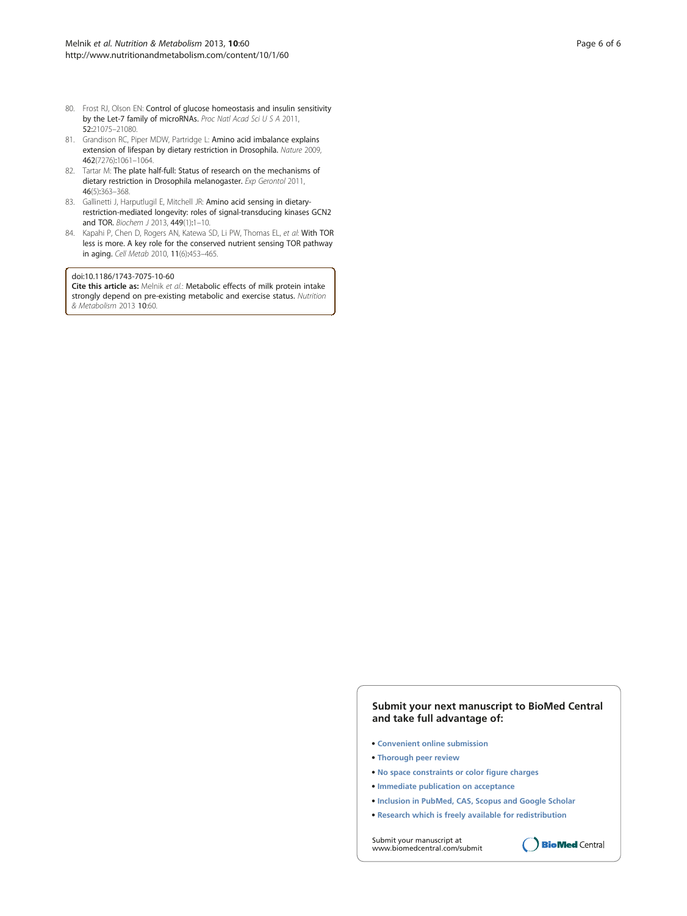80. Frost RJ, Olson EN: **Control of glucose homeostasis and insulin sensitivity by the Let-7 family of microRNAs.** *Proc Natl Acad Sci U S A* 2011, **52:**21075–21080.
81. Grandison RC, Piper MDW, Partridge L: **Amino acid imbalance explains extension of lifespan by dietary restriction in Drosophila.** *Nature* 2009, **462**(7276)**:**1061–1064.
82. Tartar M: **The plate half-full: Status of research on the mechanisms of dietary restriction in Drosophila melanogaster.** *Exp Gerontol* 2011, **46**(5)**:**363–368.
83. Gallinetti J, Harputlugil E, Mitchell JR: **Amino acid sensing in dietary-restriction-mediated longevity: roles of signal-transducing kinases GCN2 and TOR.** *Biochem J* 2013, **449**(1)**:**1–10.
84. Kapahi P, Chen D, Rogers AN, Katewa SD, Li PW, Thomas EL, *et al*: **With TOR less is more. A key role for the conserved nutrient sensing TOR pathway in aging.** *Cell Metab* 2010, **11**(6)**:**453–465.

doi:10.1186/1743-7075-10-60

**Cite this article as:** Melnik *et al.*: Metabolic effects of milk protein intake strongly depend on pre-existing metabolic and exercise status. *Nutrition & Metabolism* 2013 **10**:60.

**Submit your next manuscript to BioMed Central and take full advantage of:**

- **Convenient online submission**
- **Thorough peer review**
- **No space constraints or color figure charges**
- **Immediate publication on acceptance**
- **Inclusion in PubMed, CAS, Scopus and Google Scholar**
- **Research which is freely available for redistribution**

Submit your manuscript at www.biomedcentral.com/submit

BioMed Central